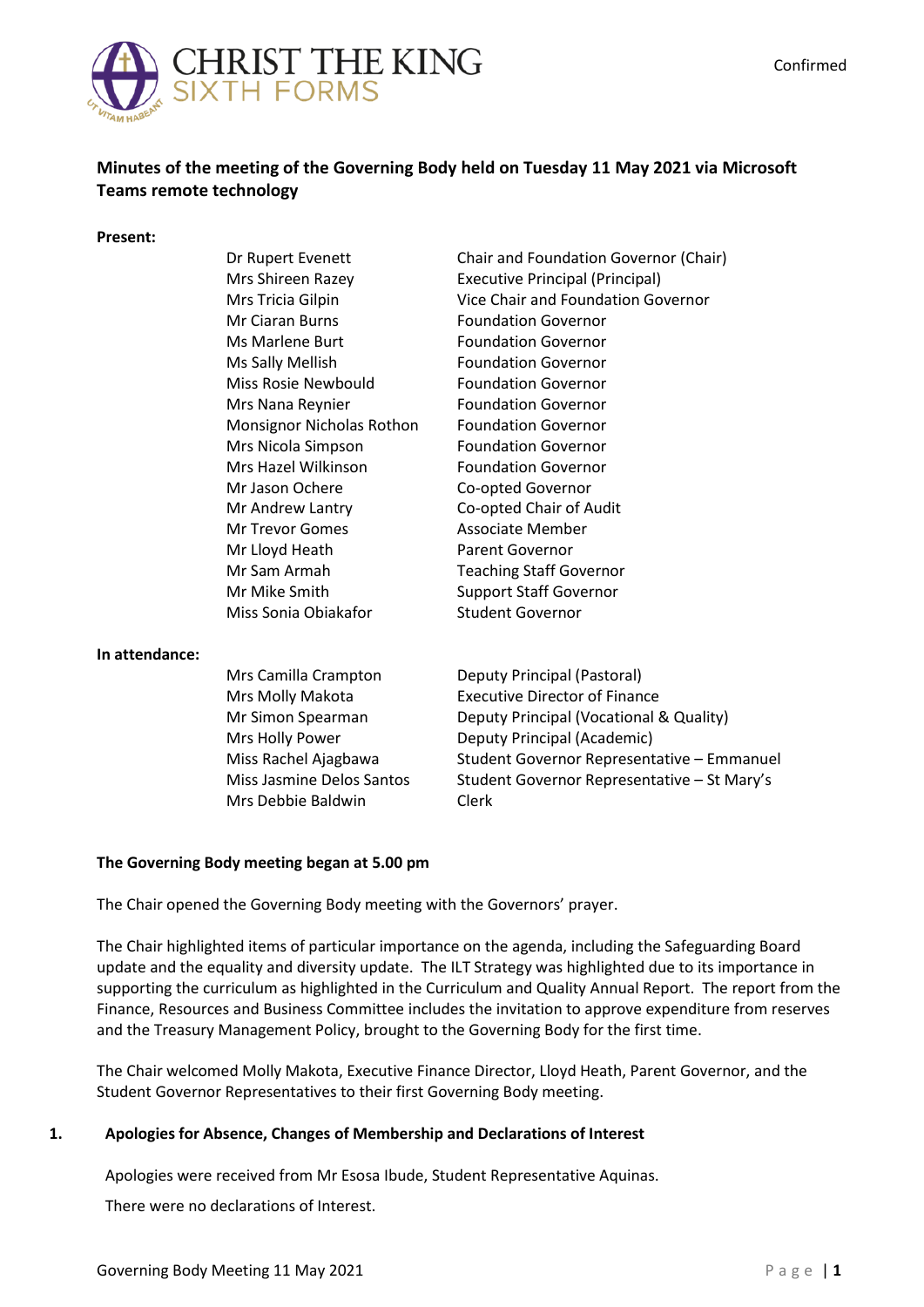Confirmed

# Minutes of the meeting of the Governing Body held on Tuesday 11 May 2021 via Microsoft Teams remote technology

**Present:**

| | |
|---|---|
| Dr Rupert Evenett | Chair and Foundation Governor (Chair) |
| Mrs Shireen Razey | Executive Principal (Principal) |
| Mrs Tricia Gilpin | Vice Chair and Foundation Governor |
| Mr Ciaran Burns | Foundation Governor |
| Ms Marlene Burt | Foundation Governor |
| Ms Sally Mellish | Foundation Governor |
| Miss Rosie Newbould | Foundation Governor |
| Mrs Nana Reynier | Foundation Governor |
| Monsignor Nicholas Rothon | Foundation Governor |
| Mrs Nicola Simpson | Foundation Governor |
| Mrs Hazel Wilkinson | Foundation Governor |
| Mr Jason Ochere | Co-opted Governor |
| Mr Andrew Lantry | Co-opted Chair of Audit |
| Mr Trevor Gomes | Associate Member |
| Mr Lloyd Heath | Parent Governor |
| Mr Sam Armah | Teaching Staff Governor |
| Mr Mike Smith | Support Staff Governor |
| Miss Sonia Obiakafor | Student Governor |

**In attendance:**

| | |
|---|---|
| Mrs Camilla Crampton | Deputy Principal (Pastoral) |
| Mrs Molly Makota | Executive Director of Finance |
| Mr Simon Spearman | Deputy Principal (Vocational & Quality) |
| Mrs Holly Power | Deputy Principal (Academic) |
| Miss Rachel Ajagbawa | Student Governor Representative – Emmanuel |
| Miss Jasmine Delos Santos | Student Governor Representative – St Mary's |
| Mrs Debbie Baldwin | Clerk |

**The Governing Body meeting began at 5.00 pm**

The Chair opened the Governing Body meeting with the Governors' prayer.

The Chair highlighted items of particular importance on the agenda, including the Safeguarding Board update and the equality and diversity update. The ILT Strategy was highlighted due to its importance in supporting the curriculum as highlighted in the Curriculum and Quality Annual Report. The report from the Finance, Resources and Business Committee includes the invitation to approve expenditure from reserves and the Treasury Management Policy, brought to the Governing Body for the first time.

The Chair welcomed Molly Makota, Executive Finance Director, Lloyd Heath, Parent Governor, and the Student Governor Representatives to their first Governing Body meeting.

## 1. Apologies for Absence, Changes of Membership and Declarations of Interest

Apologies were received from Mr Esosa Ibude, Student Representative Aquinas.

There were no declarations of Interest.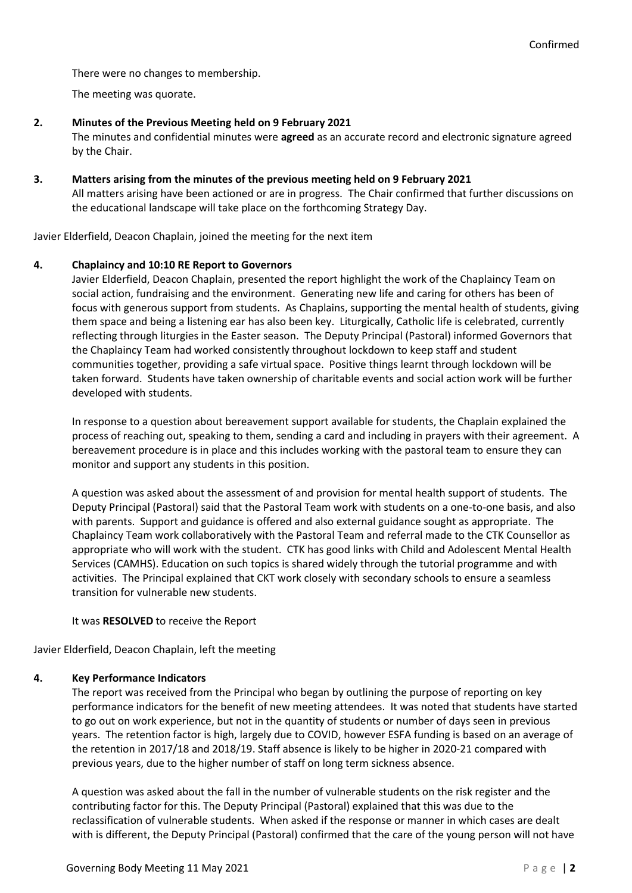Confirmed

There were no changes to membership.

The meeting was quorate.

**2. Minutes of the Previous Meeting held on 9 February 2021**

The minutes and confidential minutes were **agreed** as an accurate record and electronic signature agreed by the Chair.

**3. Matters arising from the minutes of the previous meeting held on 9 February 2021**

All matters arising have been actioned or are in progress. The Chair confirmed that further discussions on the educational landscape will take place on the forthcoming Strategy Day.

Javier Elderfield, Deacon Chaplain, joined the meeting for the next item

**4. Chaplaincy and 10:10 RE Report to Governors**

Javier Elderfield, Deacon Chaplain, presented the report highlight the work of the Chaplaincy Team on social action, fundraising and the environment. Generating new life and caring for others has been of focus with generous support from students. As Chaplains, supporting the mental health of students, giving them space and being a listening ear has also been key. Liturgically, Catholic life is celebrated, currently reflecting through liturgies in the Easter season. The Deputy Principal (Pastoral) informed Governors that the Chaplaincy Team had worked consistently throughout lockdown to keep staff and student communities together, providing a safe virtual space. Positive things learnt through lockdown will be taken forward. Students have taken ownership of charitable events and social action work will be further developed with students.

In response to a question about bereavement support available for students, the Chaplain explained the process of reaching out, speaking to them, sending a card and including in prayers with their agreement. A bereavement procedure is in place and this includes working with the pastoral team to ensure they can monitor and support any students in this position.

A question was asked about the assessment of and provision for mental health support of students. The Deputy Principal (Pastoral) said that the Pastoral Team work with students on a one-to-one basis, and also with parents. Support and guidance is offered and also external guidance sought as appropriate. The Chaplaincy Team work collaboratively with the Pastoral Team and referral made to the CTK Counsellor as appropriate who will work with the student. CTK has good links with Child and Adolescent Mental Health Services (CAMHS). Education on such topics is shared widely through the tutorial programme and with activities. The Principal explained that CKT work closely with secondary schools to ensure a seamless transition for vulnerable new students.

It was **RESOLVED** to receive the Report

Javier Elderfield, Deacon Chaplain, left the meeting

**4. Key Performance Indicators**

The report was received from the Principal who began by outlining the purpose of reporting on key performance indicators for the benefit of new meeting attendees. It was noted that students have started to go out on work experience, but not in the quantity of students or number of days seen in previous years. The retention factor is high, largely due to COVID, however ESFA funding is based on an average of the retention in 2017/18 and 2018/19. Staff absence is likely to be higher in 2020-21 compared with previous years, due to the higher number of staff on long term sickness absence.

A question was asked about the fall in the number of vulnerable students on the risk register and the contributing factor for this. The Deputy Principal (Pastoral) explained that this was due to the reclassification of vulnerable students. When asked if the response or manner in which cases are dealt with is different, the Deputy Principal (Pastoral) confirmed that the care of the young person will not have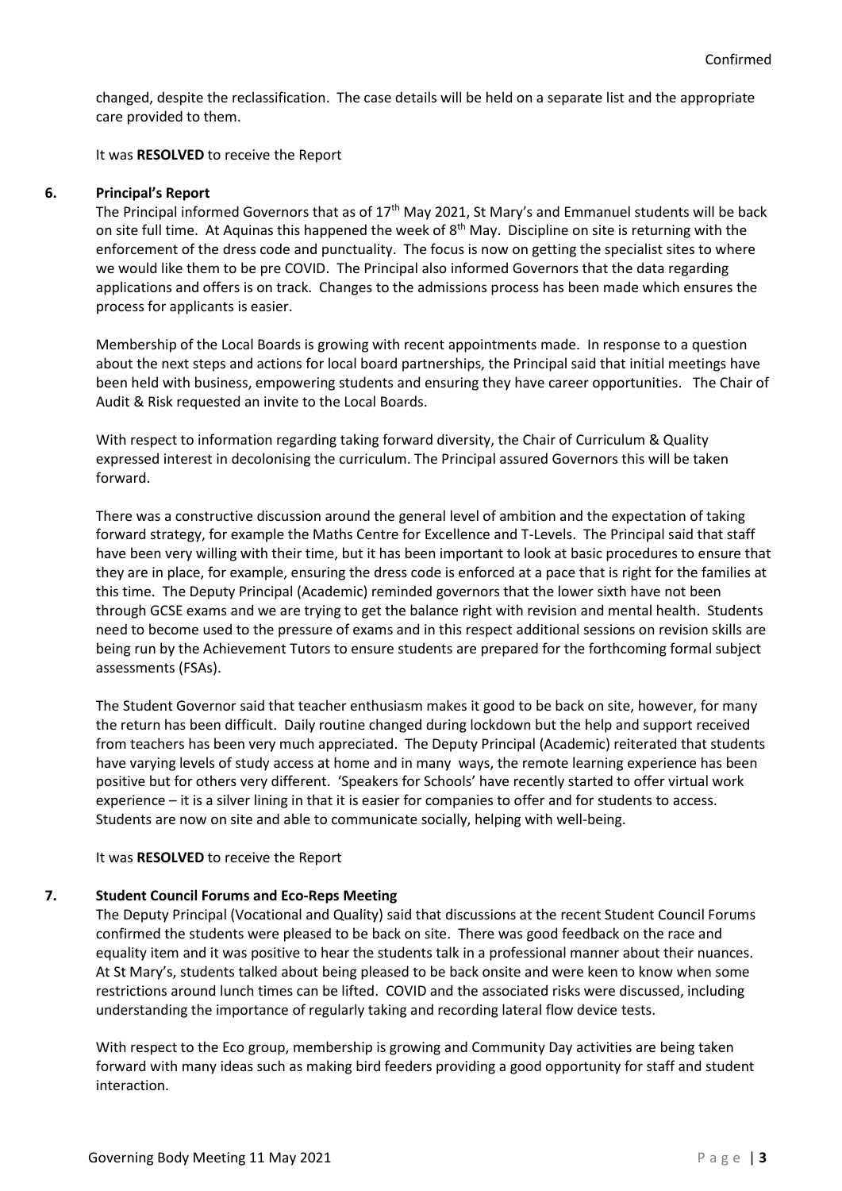Confirmed

changed, despite the reclassification. The case details will be held on a separate list and the appropriate care provided to them.

It was **RESOLVED** to receive the Report

**6. Principal's Report**

The Principal informed Governors that as of 17th May 2021, St Mary's and Emmanuel students will be back on site full time. At Aquinas this happened the week of 8th May. Discipline on site is returning with the enforcement of the dress code and punctuality. The focus is now on getting the specialist sites to where we would like them to be pre COVID. The Principal also informed Governors that the data regarding applications and offers is on track. Changes to the admissions process has been made which ensures the process for applicants is easier.

Membership of the Local Boards is growing with recent appointments made. In response to a question about the next steps and actions for local board partnerships, the Principal said that initial meetings have been held with business, empowering students and ensuring they have career opportunities. The Chair of Audit & Risk requested an invite to the Local Boards.

With respect to information regarding taking forward diversity, the Chair of Curriculum & Quality expressed interest in decolonising the curriculum. The Principal assured Governors this will be taken forward.

There was a constructive discussion around the general level of ambition and the expectation of taking forward strategy, for example the Maths Centre for Excellence and T-Levels. The Principal said that staff have been very willing with their time, but it has been important to look at basic procedures to ensure that they are in place, for example, ensuring the dress code is enforced at a pace that is right for the families at this time. The Deputy Principal (Academic) reminded governors that the lower sixth have not been through GCSE exams and we are trying to get the balance right with revision and mental health. Students need to become used to the pressure of exams and in this respect additional sessions on revision skills are being run by the Achievement Tutors to ensure students are prepared for the forthcoming formal subject assessments (FSAs).

The Student Governor said that teacher enthusiasm makes it good to be back on site, however, for many the return has been difficult. Daily routine changed during lockdown but the help and support received from teachers has been very much appreciated. The Deputy Principal (Academic) reiterated that students have varying levels of study access at home and in many ways, the remote learning experience has been positive but for others very different. 'Speakers for Schools' have recently started to offer virtual work experience – it is a silver lining in that it is easier for companies to offer and for students to access. Students are now on site and able to communicate socially, helping with well-being.

It was **RESOLVED** to receive the Report

**7. Student Council Forums and Eco-Reps Meeting**

The Deputy Principal (Vocational and Quality) said that discussions at the recent Student Council Forums confirmed the students were pleased to be back on site. There was good feedback on the race and equality item and it was positive to hear the students talk in a professional manner about their nuances. At St Mary's, students talked about being pleased to be back onsite and were keen to know when some restrictions around lunch times can be lifted. COVID and the associated risks were discussed, including understanding the importance of regularly taking and recording lateral flow device tests.

With respect to the Eco group, membership is growing and Community Day activities are being taken forward with many ideas such as making bird feeders providing a good opportunity for staff and student interaction.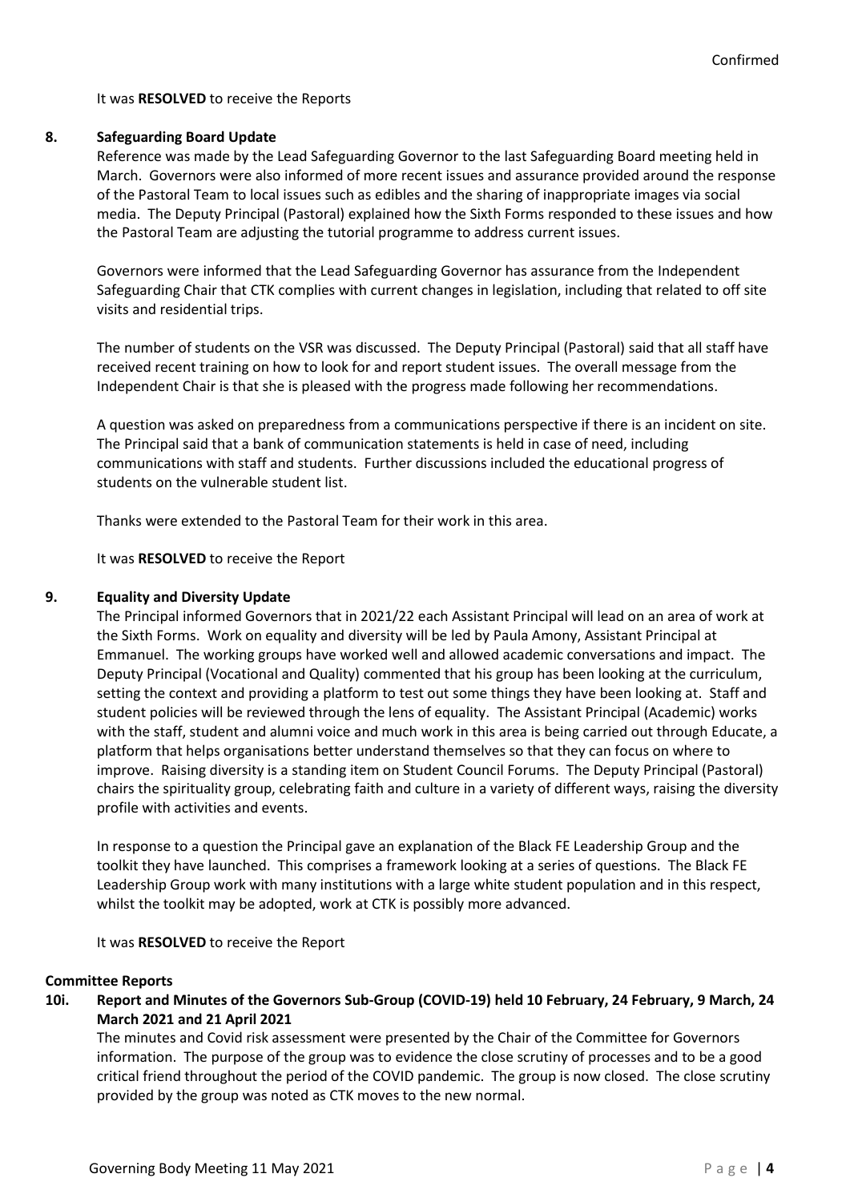It was **RESOLVED** to receive the Reports

## 8. Safeguarding Board Update

Reference was made by the Lead Safeguarding Governor to the last Safeguarding Board meeting held in March. Governors were also informed of more recent issues and assurance provided around the response of the Pastoral Team to local issues such as edibles and the sharing of inappropriate images via social media. The Deputy Principal (Pastoral) explained how the Sixth Forms responded to these issues and how the Pastoral Team are adjusting the tutorial programme to address current issues.

Governors were informed that the Lead Safeguarding Governor has assurance from the Independent Safeguarding Chair that CTK complies with current changes in legislation, including that related to off site visits and residential trips.

The number of students on the VSR was discussed. The Deputy Principal (Pastoral) said that all staff have received recent training on how to look for and report student issues. The overall message from the Independent Chair is that she is pleased with the progress made following her recommendations.

A question was asked on preparedness from a communications perspective if there is an incident on site. The Principal said that a bank of communication statements is held in case of need, including communications with staff and students. Further discussions included the educational progress of students on the vulnerable student list.

Thanks were extended to the Pastoral Team for their work in this area.

It was **RESOLVED** to receive the Report

## 9. Equality and Diversity Update

The Principal informed Governors that in 2021/22 each Assistant Principal will lead on an area of work at the Sixth Forms. Work on equality and diversity will be led by Paula Amony, Assistant Principal at Emmanuel. The working groups have worked well and allowed academic conversations and impact. The Deputy Principal (Vocational and Quality) commented that his group has been looking at the curriculum, setting the context and providing a platform to test out some things they have been looking at. Staff and student policies will be reviewed through the lens of equality. The Assistant Principal (Academic) works with the staff, student and alumni voice and much work in this area is being carried out through Educate, a platform that helps organisations better understand themselves so that they can focus on where to improve. Raising diversity is a standing item on Student Council Forums. The Deputy Principal (Pastoral) chairs the spirituality group, celebrating faith and culture in a variety of different ways, raising the diversity profile with activities and events.

In response to a question the Principal gave an explanation of the Black FE Leadership Group and the toolkit they have launched. This comprises a framework looking at a series of questions. The Black FE Leadership Group work with many institutions with a large white student population and in this respect, whilst the toolkit may be adopted, work at CTK is possibly more advanced.

It was **RESOLVED** to receive the Report

### Committee Reports

## 10i. Report and Minutes of the Governors Sub-Group (COVID-19) held 10 February, 24 February, 9 March, 24 March 2021 and 21 April 2021

The minutes and Covid risk assessment were presented by the Chair of the Committee for Governors information. The purpose of the group was to evidence the close scrutiny of processes and to be a good critical friend throughout the period of the COVID pandemic. The group is now closed. The close scrutiny provided by the group was noted as CTK moves to the new normal.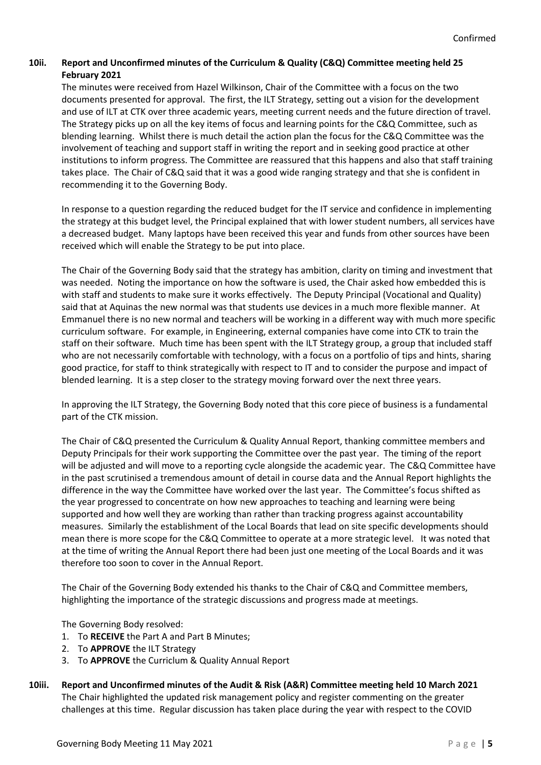**10ii. Report and Unconfirmed minutes of the Curriculum & Quality (C&Q) Committee meeting held 25 February 2021**

The minutes were received from Hazel Wilkinson, Chair of the Committee with a focus on the two documents presented for approval. The first, the ILT Strategy, setting out a vision for the development and use of ILT at CTK over three academic years, meeting current needs and the future direction of travel. The Strategy picks up on all the key items of focus and learning points for the C&Q Committee, such as blending learning. Whilst there is much detail the action plan the focus for the C&Q Committee was the involvement of teaching and support staff in writing the report and in seeking good practice at other institutions to inform progress. The Committee are reassured that this happens and also that staff training takes place. The Chair of C&Q said that it was a good wide ranging strategy and that she is confident in recommending it to the Governing Body.

In response to a question regarding the reduced budget for the IT service and confidence in implementing the strategy at this budget level, the Principal explained that with lower student numbers, all services have a decreased budget. Many laptops have been received this year and funds from other sources have been received which will enable the Strategy to be put into place.

The Chair of the Governing Body said that the strategy has ambition, clarity on timing and investment that was needed. Noting the importance on how the software is used, the Chair asked how embedded this is with staff and students to make sure it works effectively. The Deputy Principal (Vocational and Quality) said that at Aquinas the new normal was that students use devices in a much more flexible manner. At Emmanuel there is no new normal and teachers will be working in a different way with much more specific curriculum software. For example, in Engineering, external companies have come into CTK to train the staff on their software. Much time has been spent with the ILT Strategy group, a group that included staff who are not necessarily comfortable with technology, with a focus on a portfolio of tips and hints, sharing good practice, for staff to think strategically with respect to IT and to consider the purpose and impact of blended learning. It is a step closer to the strategy moving forward over the next three years.

In approving the ILT Strategy, the Governing Body noted that this core piece of business is a fundamental part of the CTK mission.

The Chair of C&Q presented the Curriculum & Quality Annual Report, thanking committee members and Deputy Principals for their work supporting the Committee over the past year. The timing of the report will be adjusted and will move to a reporting cycle alongside the academic year. The C&Q Committee have in the past scrutinised a tremendous amount of detail in course data and the Annual Report highlights the difference in the way the Committee have worked over the last year. The Committee's focus shifted as the year progressed to concentrate on how new approaches to teaching and learning were being supported and how well they are working than rather than tracking progress against accountability measures. Similarly the establishment of the Local Boards that lead on site specific developments should mean there is more scope for the C&Q Committee to operate at a more strategic level. It was noted that at the time of writing the Annual Report there had been just one meeting of the Local Boards and it was therefore too soon to cover in the Annual Report.

The Chair of the Governing Body extended his thanks to the Chair of C&Q and Committee members, highlighting the importance of the strategic discussions and progress made at meetings.

The Governing Body resolved:

1. To **RECEIVE** the Part A and Part B Minutes;
2. To **APPROVE** the ILT Strategy
3. To **APPROVE** the Curriclum & Quality Annual Report

**10iii. Report and Unconfirmed minutes of the Audit & Risk (A&R) Committee meeting held 10 March 2021**

The Chair highlighted the updated risk management policy and register commenting on the greater challenges at this time. Regular discussion has taken place during the year with respect to the COVID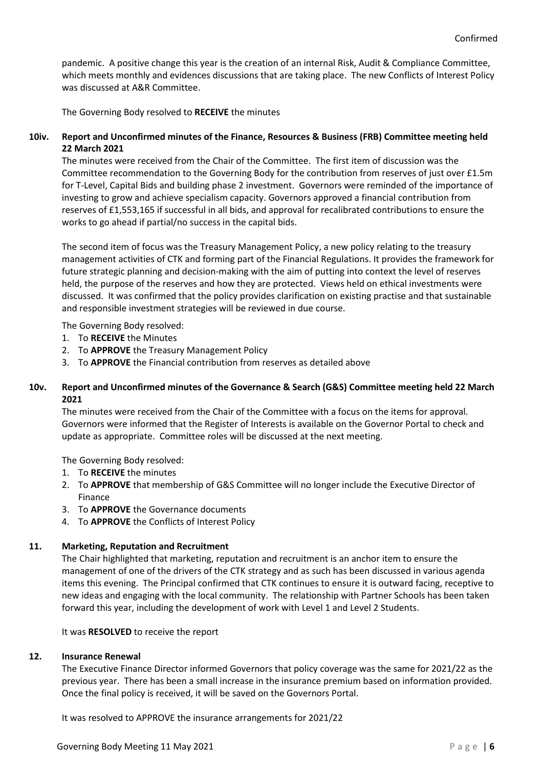pandemic. A positive change this year is the creation of an internal Risk, Audit & Compliance Committee, which meets monthly and evidences discussions that are taking place. The new Conflicts of Interest Policy was discussed at A&R Committee.

The Governing Body resolved to **RECEIVE** the minutes

### 10iv. Report and Unconfirmed minutes of the Finance, Resources & Business (FRB) Committee meeting held 22 March 2021

The minutes were received from the Chair of the Committee. The first item of discussion was the Committee recommendation to the Governing Body for the contribution from reserves of just over £1.5m for T-Level, Capital Bids and building phase 2 investment. Governors were reminded of the importance of investing to grow and achieve specialism capacity. Governors approved a financial contribution from reserves of £1,553,165 if successful in all bids, and approval for recalibrated contributions to ensure the works to go ahead if partial/no success in the capital bids.

The second item of focus was the Treasury Management Policy, a new policy relating to the treasury management activities of CTK and forming part of the Financial Regulations. It provides the framework for future strategic planning and decision-making with the aim of putting into context the level of reserves held, the purpose of the reserves and how they are protected. Views held on ethical investments were discussed. It was confirmed that the policy provides clarification on existing practise and that sustainable and responsible investment strategies will be reviewed in due course.

The Governing Body resolved:

1. To **RECEIVE** the Minutes
2. To **APPROVE** the Treasury Management Policy
3. To **APPROVE** the Financial contribution from reserves as detailed above

### 10v. Report and Unconfirmed minutes of the Governance & Search (G&S) Committee meeting held 22 March 2021

The minutes were received from the Chair of the Committee with a focus on the items for approval. Governors were informed that the Register of Interests is available on the Governor Portal to check and update as appropriate. Committee roles will be discussed at the next meeting.

The Governing Body resolved:

1. To **RECEIVE** the minutes
2. To **APPROVE** that membership of G&S Committee will no longer include the Executive Director of Finance
3. To **APPROVE** the Governance documents
4. To **APPROVE** the Conflicts of Interest Policy

### 11. Marketing, Reputation and Recruitment

The Chair highlighted that marketing, reputation and recruitment is an anchor item to ensure the management of one of the drivers of the CTK strategy and as such has been discussed in various agenda items this evening. The Principal confirmed that CTK continues to ensure it is outward facing, receptive to new ideas and engaging with the local community. The relationship with Partner Schools has been taken forward this year, including the development of work with Level 1 and Level 2 Students.

It was **RESOLVED** to receive the report

### 12. Insurance Renewal

The Executive Finance Director informed Governors that policy coverage was the same for 2021/22 as the previous year. There has been a small increase in the insurance premium based on information provided. Once the final policy is received, it will be saved on the Governors Portal.

It was resolved to APPROVE the insurance arrangements for 2021/22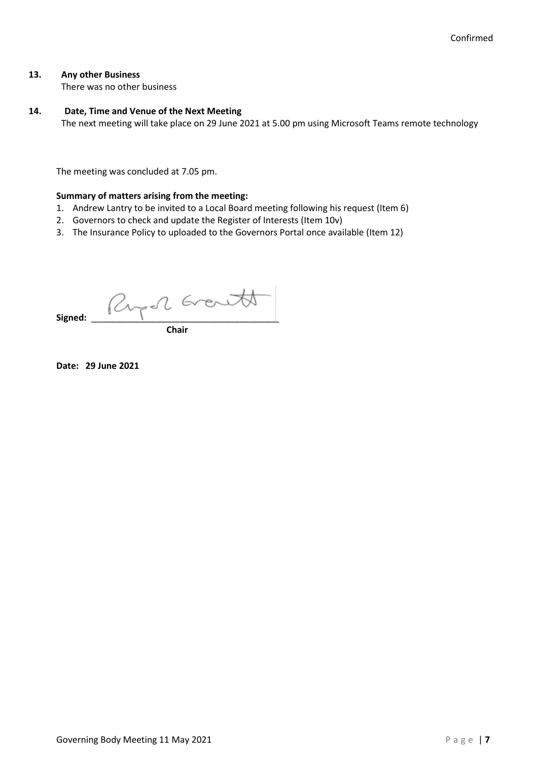Confirmed

**13. Any other Business**

There was no other business

**14. Date, Time and Venue of the Next Meeting**

The next meeting will take place on 29 June 2021 at 5.00 pm using Microsoft Teams remote technology

The meeting was concluded at 7.05 pm.

**Summary of matters arising from the meeting:**

1. Andrew Lantry to be invited to a Local Board meeting following his request (Item 6)
2. Governors to check and update the Register of Interests (Item 10v)
3. The Insurance Policy to uploaded to the Governors Portal once available (Item 12)

**Signed:** ______________________________________

**Chair**

**Date: 29 June 2021**